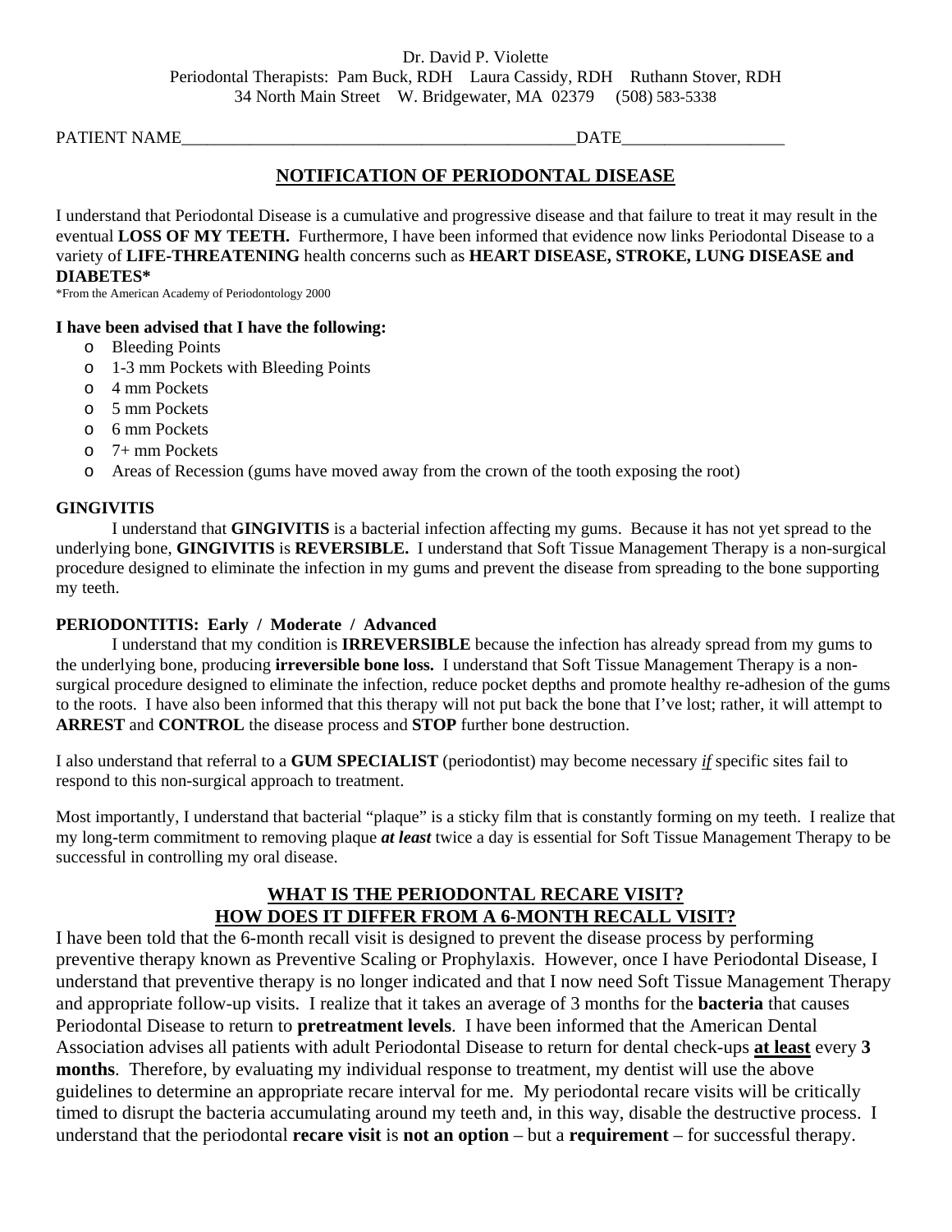Dr. David P. Violette
Periodontal Therapists: Pam Buck, RDH Laura Cassidy, RDH Ruthann Stover, RDH
34 North Main Street W. Bridgewater, MA 02379 (508) 583-5338

PATIENT NAME_______________________________________________DATE___________________

## NOTIFICATION OF PERIODONTAL DISEASE

I understand that Periodontal Disease is a cumulative and progressive disease and that failure to treat it may result in the eventual **LOSS OF MY TEETH.** Furthermore, I have been informed that evidence now links Periodontal Disease to a variety of **LIFE-THREATENING** health concerns such as **HEART DISEASE, STROKE, LUNG DISEASE and DIABETES***

*From the American Academy of Periodontology 2000

**I have been advised that I have the following:**

- Bleeding Points
- 1-3 mm Pockets with Bleeding Points
- 4 mm Pockets
- 5 mm Pockets
- 6 mm Pockets
- 7+ mm Pockets
- Areas of Recession (gums have moved away from the crown of the tooth exposing the root)

**GINGIVITIS**

I understand that **GINGIVITIS** is a bacterial infection affecting my gums. Because it has not yet spread to the underlying bone, **GINGIVITIS** is **REVERSIBLE.** I understand that Soft Tissue Management Therapy is a non-surgical procedure designed to eliminate the infection in my gums and prevent the disease from spreading to the bone supporting my teeth.

**PERIODONTITIS: Early / Moderate / Advanced**

I understand that my condition is **IRREVERSIBLE** because the infection has already spread from my gums to the underlying bone, producing **irreversible bone loss.** I understand that Soft Tissue Management Therapy is a non-surgical procedure designed to eliminate the infection, reduce pocket depths and promote healthy re-adhesion of the gums to the roots. I have also been informed that this therapy will not put back the bone that I've lost; rather, it will attempt to **ARREST** and **CONTROL** the disease process and **STOP** further bone destruction.

I also understand that referral to a **GUM SPECIALIST** (periodontist) may become necessary ***if*** specific sites fail to respond to this non-surgical approach to treatment.

Most importantly, I understand that bacterial "plaque" is a sticky film that is constantly forming on my teeth. I realize that my long-term commitment to removing plaque ***at least*** twice a day is essential for Soft Tissue Management Therapy to be successful in controlling my oral disease.

## WHAT IS THE PERIODONTAL RECARE VISIT?
## HOW DOES IT DIFFER FROM A 6-MONTH RECALL VISIT?

I have been told that the 6-month recall visit is designed to prevent the disease process by performing preventive therapy known as Preventive Scaling or Prophylaxis. However, once I have Periodontal Disease, I understand that preventive therapy is no longer indicated and that I now need Soft Tissue Management Therapy and appropriate follow-up visits. I realize that it takes an average of 3 months for the **bacteria** that causes Periodontal Disease to return to **pretreatment levels**. I have been informed that the American Dental Association advises all patients with adult Periodontal Disease to return for dental check-ups **at least** every **3 months**. Therefore, by evaluating my individual response to treatment, my dentist will use the above guidelines to determine an appropriate recare interval for me. My periodontal recare visits will be critically timed to disrupt the bacteria accumulating around my teeth and, in this way, disable the destructive process. I understand that the periodontal **recare visit** is **not an option** – but a **requirement** – for successful therapy.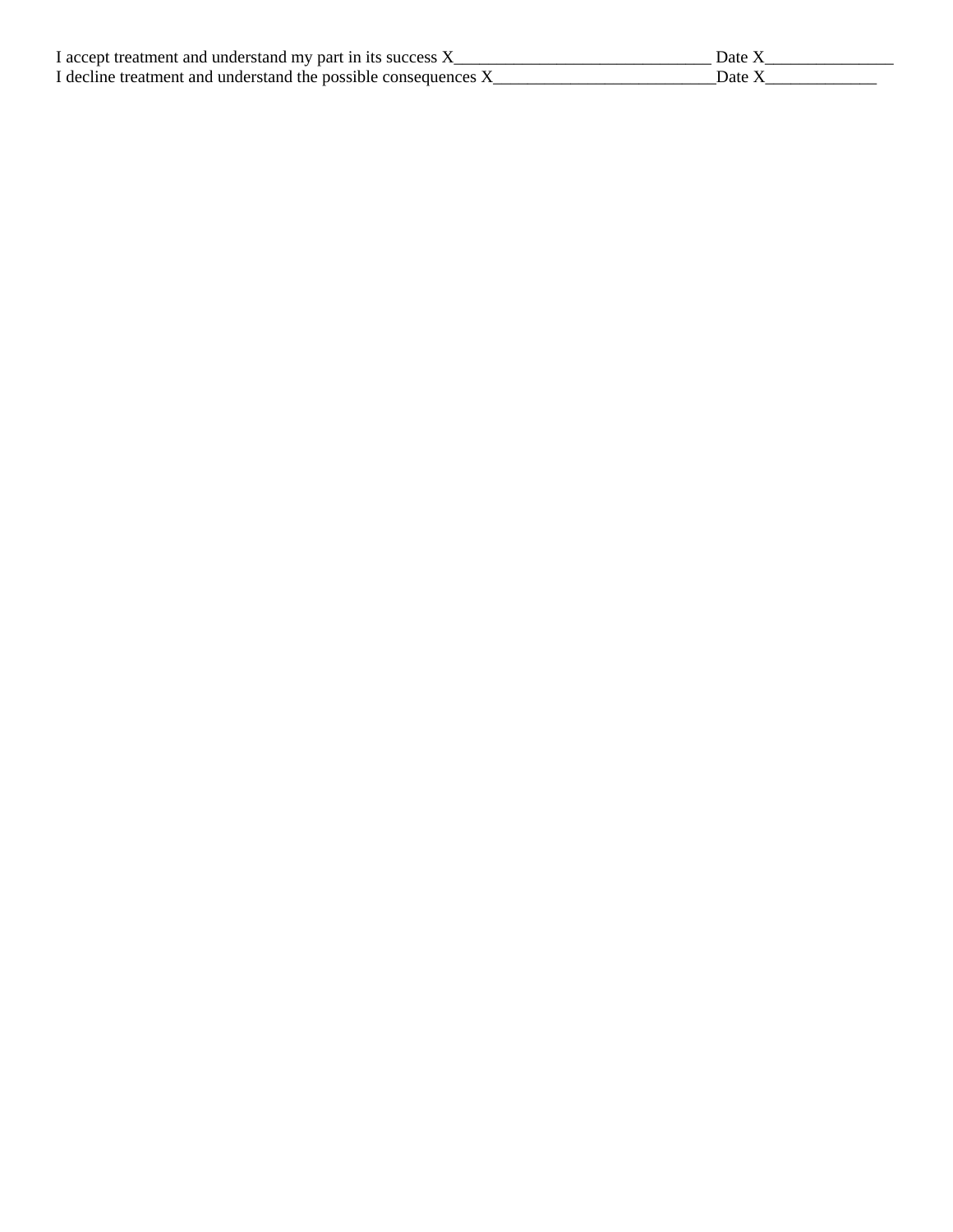I accept treatment and understand my part in its success X_______________________________ Date X_______________

I decline treatment and understand the possible consequences X___________________________Date X_____________